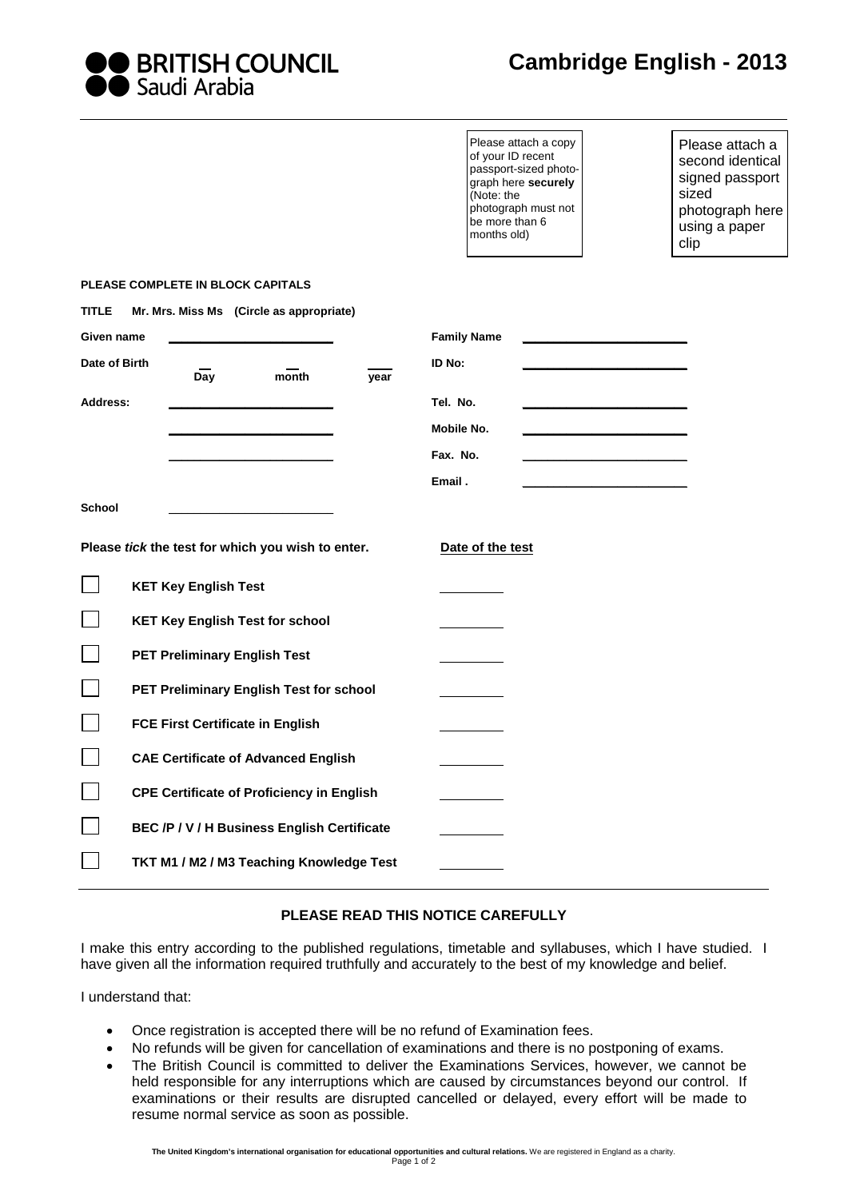**BRITISH COUNCIL**
Saudi Arabia

# Cambridge English - 2013

Please attach a copy of your ID recent passport-sized photograph here **securely** (Note: the photograph must not be more than 6 months old)

Please attach a second identical signed passport sized photograph here using a paper clip

**PLEASE COMPLETE IN BLOCK CAPITALS**

**TITLE** **Mr. Mrs. Miss Ms (Circle as appropriate)**

**Given name** ____________________ **Family Name** ____________________

**Date of Birth** __ **Day** __ **month** ___ **year** **ID No:** ____________________

**Address:** ____________________ **Tel. No.** ____________________

____________________ **Mobile No.** ____________________

____________________ **Fax. No.** ____________________

**Email .** ____________________

**School** ____________________

| **Please** ***tick*** **the test for which you wish to enter.** | **Date of the test** |
|---|---|
| ☐ **KET Key English Test** | ________ |
| ☐ **KET Key English Test for school** | ________ |
| ☐ **PET Preliminary English Test** | ________ |
| ☐ **PET Preliminary English Test for school** | ________ |
| ☐ **FCE First Certificate in English** | ________ |
| ☐ **CAE Certificate of Advanced English** | ________ |
| ☐ **CPE Certificate of Proficiency in English** | ________ |
| ☐ **BEC /P / V / H Business English Certificate** | ________ |
| ☐ **TKT M1 / M2 / M3 Teaching Knowledge Test** | ________ |

## PLEASE READ THIS NOTICE CAREFULLY

I make this entry according to the published regulations, timetable and syllabuses, which I have studied. I have given all the information required truthfully and accurately to the best of my knowledge and belief.

I understand that:

- Once registration is accepted there will be no refund of Examination fees.
- No refunds will be given for cancellation of examinations and there is no postponing of exams.
- The British Council is committed to deliver the Examinations Services, however, we cannot be held responsible for any interruptions which are caused by circumstances beyond our control. If examinations or their results are disrupted cancelled or delayed, every effort will be made to resume normal service as soon as possible.

**The United Kingdom's international organisation for educational opportunities and cultural relations.** We are registered in England as a charity.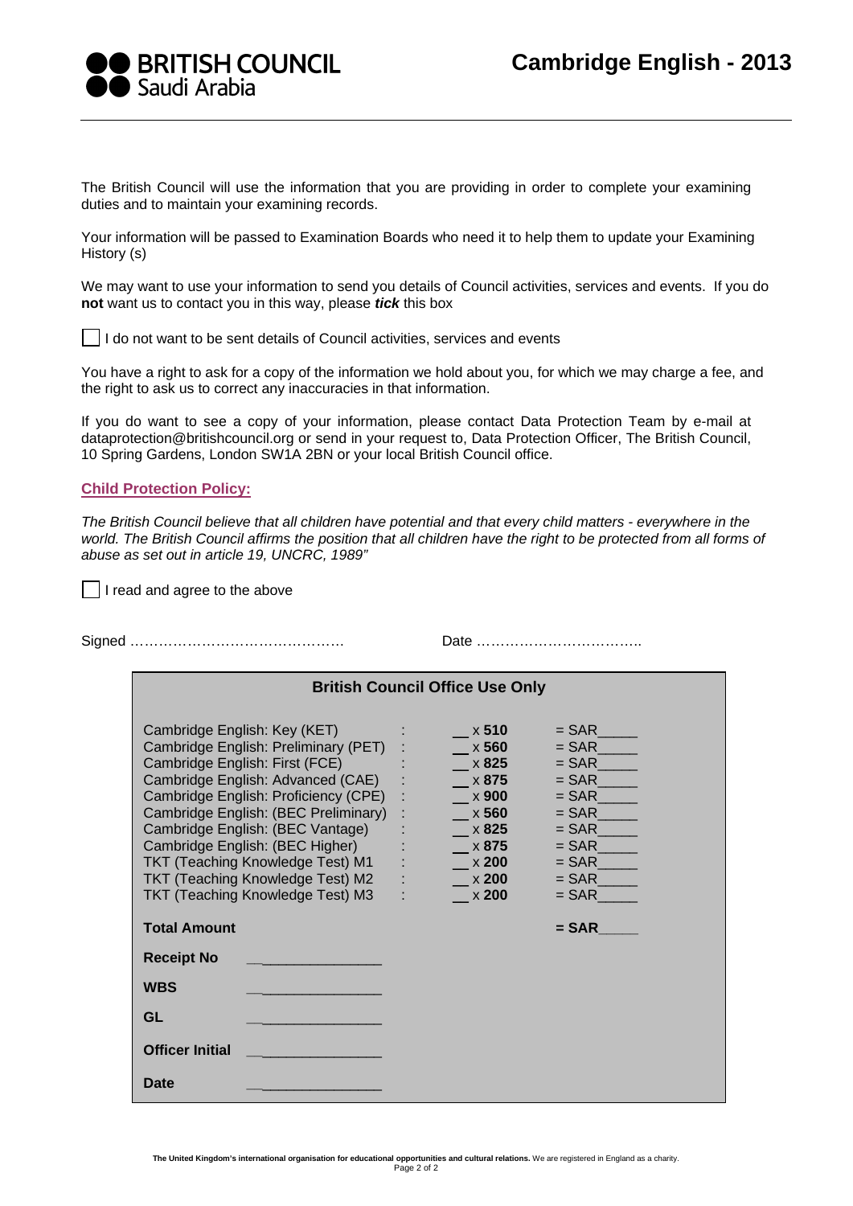**BRITISH COUNCIL**
Saudi Arabia

# Cambridge English - 2013

The British Council will use the information that you are providing in order to complete your examining duties and to maintain your examining records.

Your information will be passed to Examination Boards who need it to help them to update your Examining History (s)

We may want to use your information to send you details of Council activities, services and events. If you do **not** want us to contact you in this way, please ***tick*** this box

☐ I do not want to be sent details of Council activities, services and events

You have a right to ask for a copy of the information we hold about you, for which we may charge a fee, and the right to ask us to correct any inaccuracies in that information.

If you do want to see a copy of your information, please contact Data Protection Team by e-mail at dataprotection@britishcouncil.org or send in your request to, Data Protection Officer, The British Council, 10 Spring Gardens, London SW1A 2BN or your local British Council office.

**Child Protection Policy:**

*The British Council believe that all children have potential and that every child matters - everywhere in the world. The British Council affirms the position that all children have the right to be protected from all forms of abuse as set out in article 19, UNCRC, 1989"*

☐ I read and agree to the above

Signed ……………………………………… Date ……………………………..

**British Council Office Use Only**

| | | | |
|---|---|---|---|
| Cambridge English: Key (KET) | : | __ x **510** | = SAR_____ |
| Cambridge English: Preliminary (PET) | : | __ x **560** | = SAR_____ |
| Cambridge English: First (FCE) | : | __ x **825** | = SAR_____ |
| Cambridge English: Advanced (CAE) | : | __ x **875** | = SAR_____ |
| Cambridge English: Proficiency (CPE) | : | __ x **900** | = SAR_____ |
| Cambridge English: (BEC Preliminary) | : | __ x **560** | = SAR_____ |
| Cambridge English: (BEC Vantage) | : | __ x **825** | = SAR_____ |
| Cambridge English: (BEC Higher) | : | __ x **875** | = SAR_____ |
| TKT (Teaching Knowledge Test) M1 | : | __ x **200** | = SAR_____ |
| TKT (Teaching Knowledge Test) M2 | : | __ x **200** | = SAR_____ |
| TKT (Teaching Knowledge Test) M3 | : | __ x **200** | = SAR_____ |
| **Total Amount** | | | **= SAR_____** |

**Receipt No** ________________

**WBS** ________________

**GL** ________________

**Officer Initial** ________________

**Date** ________________

**The United Kingdom's international organisation for educational opportunities and cultural relations.** We are registered in England as a charity.